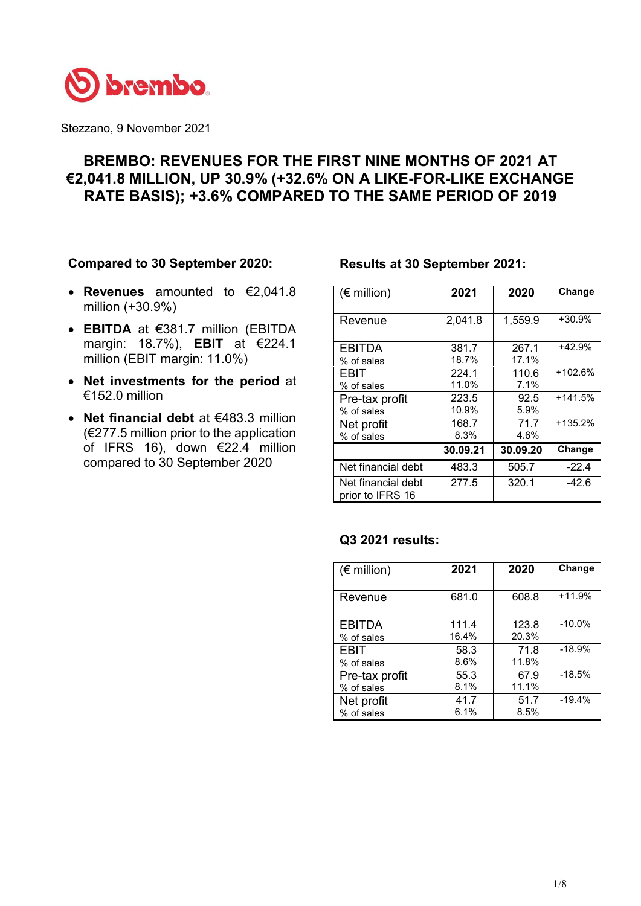Stezzano, 9 November 2021

# BREMBO: REVENUES FOR THE FIRST NINE MONTHS OF 2021 AT €2,041.8 MILLION, UP 30.9% (+32.6% ON A LIKE-FOR-LIKE EXCHANGE RATE BASIS); +3.6% COMPARED TO THE SAME PERIOD OF 2019

**Compared to 30 September 2020:**

- **Revenues** amounted to €2,041.8 million (+30.9%)
- **EBITDA** at €381.7 million (EBITDA margin: 18.7%), **EBIT** at €224.1 million (EBIT margin: 11.0%)
- **Net investments for the period** at €152.0 million
- **Net financial debt** at €483.3 million (€277.5 million prior to the application of IFRS 16), down €22.4 million compared to 30 September 2020

**Results at 30 September 2021:**

| (€ million) | 2021 | 2020 | Change |
|---|---|---|---|
| Revenue | 2,041.8 | 1,559.9 | +30.9% |
| EBITDA<br>% of sales | 381.7<br>18.7% | 267.1<br>17.1% | +42.9% |
| EBIT<br>% of sales | 224.1<br>11.0% | 110.6<br>7.1% | +102.6% |
| Pre-tax profit<br>% of sales | 223.5<br>10.9% | 92.5<br>5.9% | +141.5% |
| Net profit<br>% of sales | 168.7<br>8.3% | 71.7<br>4.6% | +135.2% |
| | **30.09.21** | **30.09.20** | **Change** |
| Net financial debt | 483.3 | 505.7 | -22.4 |
| Net financial debt prior to IFRS 16 | 277.5 | 320.1 | -42.6 |

**Q3 2021 results:**

| (€ million) | 2021 | 2020 | Change |
|---|---|---|---|
| Revenue | 681.0 | 608.8 | +11.9% |
| EBITDA<br>% of sales | 111.4<br>16.4% | 123.8<br>20.3% | -10.0% |
| EBIT<br>% of sales | 58.3<br>8.6% | 71.8<br>11.8% | -18.9% |
| Pre-tax profit<br>% of sales | 55.3<br>8.1% | 67.9<br>11.1% | -18.5% |
| Net profit<br>% of sales | 41.7<br>6.1% | 51.7<br>8.5% | -19.4% |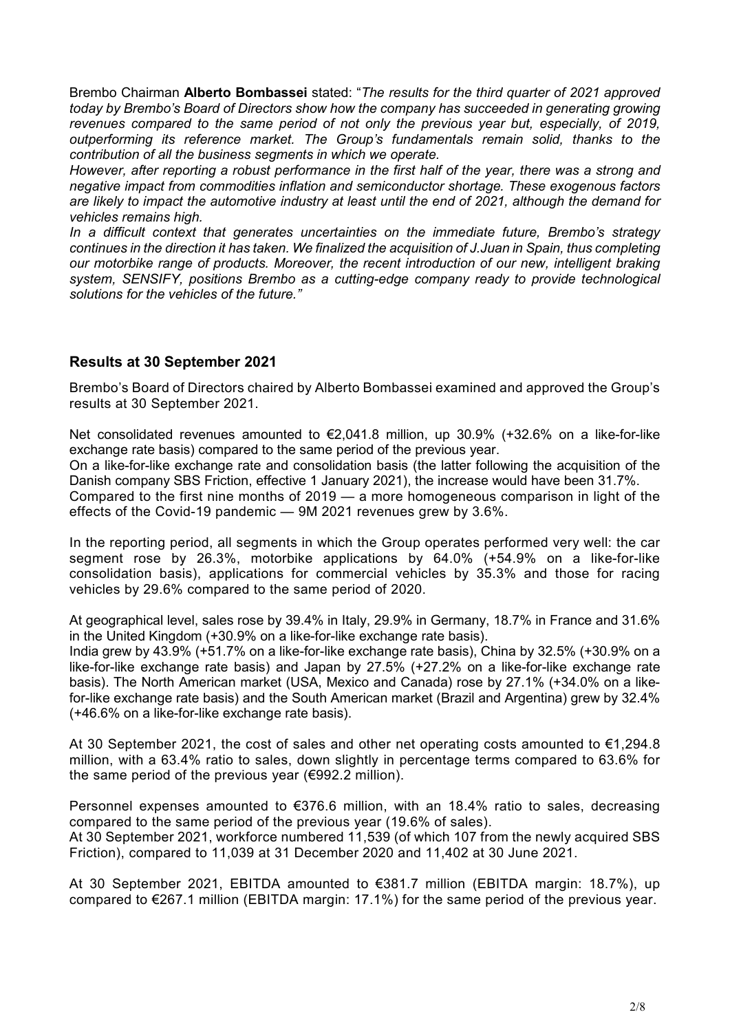Brembo Chairman **Alberto Bombassei** stated: "*The results for the third quarter of 2021 approved today by Brembo's Board of Directors show how the company has succeeded in generating growing revenues compared to the same period of not only the previous year but, especially, of 2019, outperforming its reference market. The Group's fundamentals remain solid, thanks to the contribution of all the business segments in which we operate.*
*However, after reporting a robust performance in the first half of the year, there was a strong and negative impact from commodities inflation and semiconductor shortage. These exogenous factors are likely to impact the automotive industry at least until the end of 2021, although the demand for vehicles remains high.*
*In a difficult context that generates uncertainties on the immediate future, Brembo's strategy continues in the direction it has taken. We finalized the acquisition of J.Juan in Spain, thus completing our motorbike range of products. Moreover, the recent introduction of our new, intelligent braking system, SENSIFY, positions Brembo as a cutting-edge company ready to provide technological solutions for the vehicles of the future.*"

## Results at 30 September 2021

Brembo's Board of Directors chaired by Alberto Bombassei examined and approved the Group's results at 30 September 2021.

Net consolidated revenues amounted to €2,041.8 million, up 30.9% (+32.6% on a like-for-like exchange rate basis) compared to the same period of the previous year.
On a like-for-like exchange rate and consolidation basis (the latter following the acquisition of the Danish company SBS Friction, effective 1 January 2021), the increase would have been 31.7%.
Compared to the first nine months of 2019 — a more homogeneous comparison in light of the effects of the Covid-19 pandemic — 9M 2021 revenues grew by 3.6%.

In the reporting period, all segments in which the Group operates performed very well: the car segment rose by 26.3%, motorbike applications by 64.0% (+54.9% on a like-for-like consolidation basis), applications for commercial vehicles by 35.3% and those for racing vehicles by 29.6% compared to the same period of 2020.

At geographical level, sales rose by 39.4% in Italy, 29.9% in Germany, 18.7% in France and 31.6% in the United Kingdom (+30.9% on a like-for-like exchange rate basis).
India grew by 43.9% (+51.7% on a like-for-like exchange rate basis), China by 32.5% (+30.9% on a like-for-like exchange rate basis) and Japan by 27.5% (+27.2% on a like-for-like exchange rate basis). The North American market (USA, Mexico and Canada) rose by 27.1% (+34.0% on a like-for-like exchange rate basis) and the South American market (Brazil and Argentina) grew by 32.4% (+46.6% on a like-for-like exchange rate basis).

At 30 September 2021, the cost of sales and other net operating costs amounted to €1,294.8 million, with a 63.4% ratio to sales, down slightly in percentage terms compared to 63.6% for the same period of the previous year (€992.2 million).

Personnel expenses amounted to €376.6 million, with an 18.4% ratio to sales, decreasing compared to the same period of the previous year (19.6% of sales).
At 30 September 2021, workforce numbered 11,539 (of which 107 from the newly acquired SBS Friction), compared to 11,039 at 31 December 2020 and 11,402 at 30 June 2021.

At 30 September 2021, EBITDA amounted to €381.7 million (EBITDA margin: 18.7%), up compared to €267.1 million (EBITDA margin: 17.1%) for the same period of the previous year.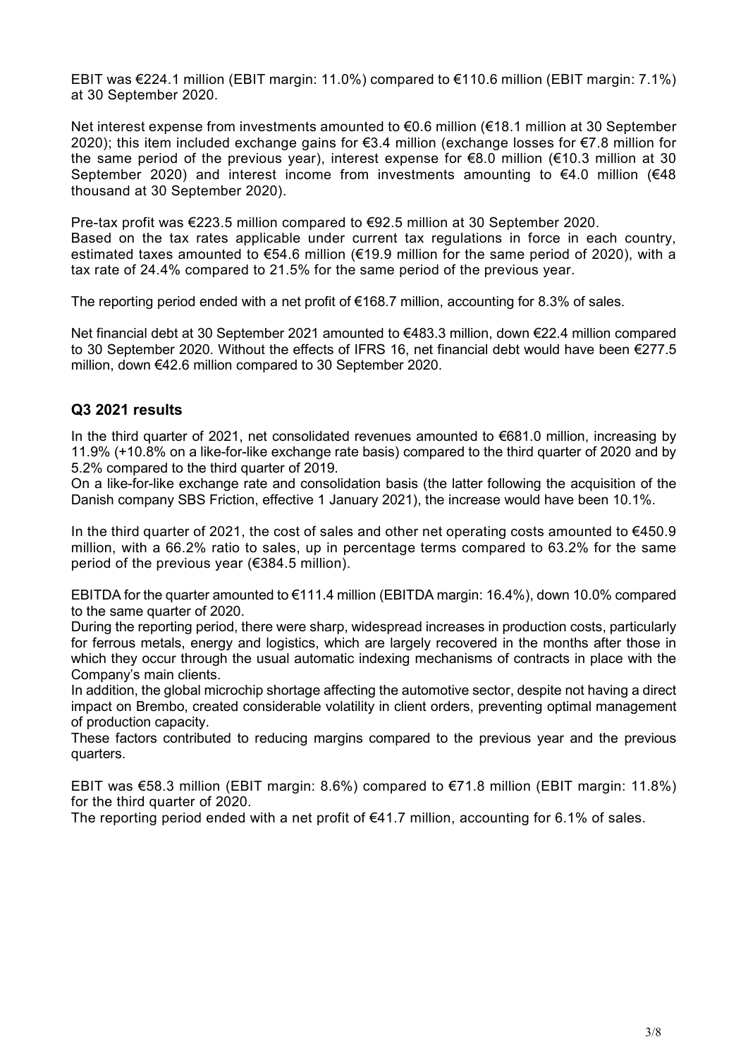EBIT was €224.1 million (EBIT margin: 11.0%) compared to €110.6 million (EBIT margin: 7.1%) at 30 September 2020.

Net interest expense from investments amounted to €0.6 million (€18.1 million at 30 September 2020); this item included exchange gains for €3.4 million (exchange losses for €7.8 million for the same period of the previous year), interest expense for €8.0 million (€10.3 million at 30 September 2020) and interest income from investments amounting to €4.0 million (€48 thousand at 30 September 2020).

Pre-tax profit was €223.5 million compared to €92.5 million at 30 September 2020.
Based on the tax rates applicable under current tax regulations in force in each country, estimated taxes amounted to €54.6 million (€19.9 million for the same period of 2020), with a tax rate of 24.4% compared to 21.5% for the same period of the previous year.

The reporting period ended with a net profit of €168.7 million, accounting for 8.3% of sales.

Net financial debt at 30 September 2021 amounted to €483.3 million, down €22.4 million compared to 30 September 2020. Without the effects of IFRS 16, net financial debt would have been €277.5 million, down €42.6 million compared to 30 September 2020.

## Q3 2021 results

In the third quarter of 2021, net consolidated revenues amounted to €681.0 million, increasing by 11.9% (+10.8% on a like-for-like exchange rate basis) compared to the third quarter of 2020 and by 5.2% compared to the third quarter of 2019.
On a like-for-like exchange rate and consolidation basis (the latter following the acquisition of the Danish company SBS Friction, effective 1 January 2021), the increase would have been 10.1%.

In the third quarter of 2021, the cost of sales and other net operating costs amounted to €450.9 million, with a 66.2% ratio to sales, up in percentage terms compared to 63.2% for the same period of the previous year (€384.5 million).

EBITDA for the quarter amounted to €111.4 million (EBITDA margin: 16.4%), down 10.0% compared to the same quarter of 2020.
During the reporting period, there were sharp, widespread increases in production costs, particularly for ferrous metals, energy and logistics, which are largely recovered in the months after those in which they occur through the usual automatic indexing mechanisms of contracts in place with the Company's main clients.
In addition, the global microchip shortage affecting the automotive sector, despite not having a direct impact on Brembo, created considerable volatility in client orders, preventing optimal management of production capacity.
These factors contributed to reducing margins compared to the previous year and the previous quarters.

EBIT was €58.3 million (EBIT margin: 8.6%) compared to €71.8 million (EBIT margin: 11.8%) for the third quarter of 2020.
The reporting period ended with a net profit of €41.7 million, accounting for 6.1% of sales.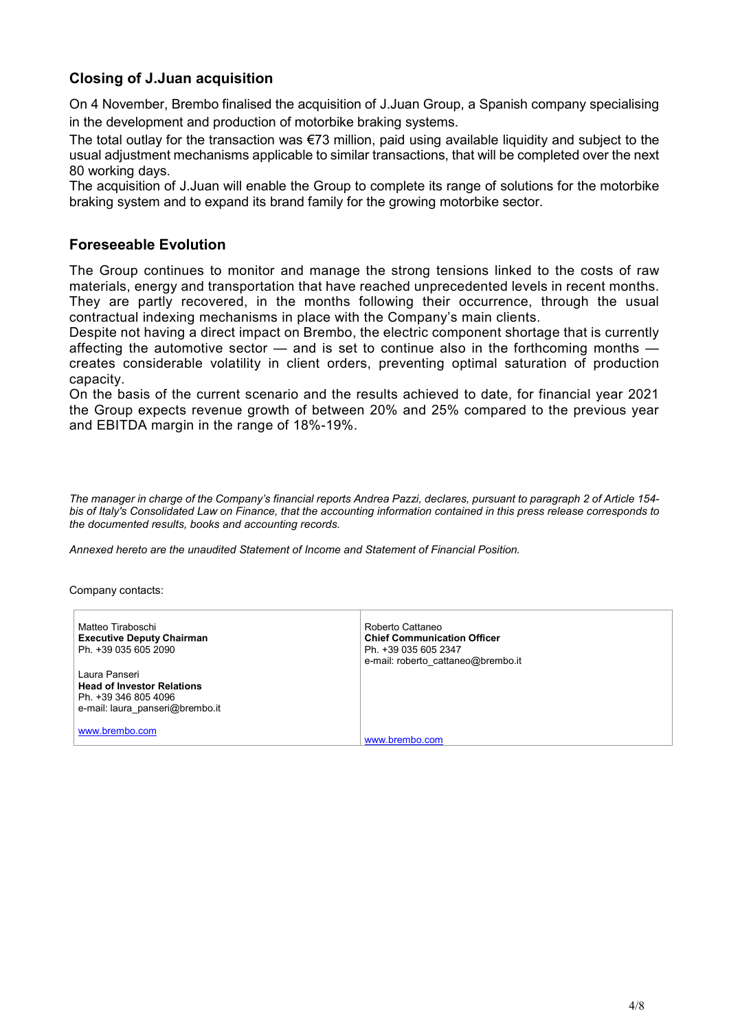## Closing of J.Juan acquisition

On 4 November, Brembo finalised the acquisition of J.Juan Group, a Spanish company specialising in the development and production of motorbike braking systems.
The total outlay for the transaction was €73 million, paid using available liquidity and subject to the usual adjustment mechanisms applicable to similar transactions, that will be completed over the next 80 working days.
The acquisition of J.Juan will enable the Group to complete its range of solutions for the motorbike braking system and to expand its brand family for the growing motorbike sector.

## Foreseeable Evolution

The Group continues to monitor and manage the strong tensions linked to the costs of raw materials, energy and transportation that have reached unprecedented levels in recent months. They are partly recovered, in the months following their occurrence, through the usual contractual indexing mechanisms in place with the Company's main clients.
Despite not having a direct impact on Brembo, the electric component shortage that is currently affecting the automotive sector — and is set to continue also in the forthcoming months — creates considerable volatility in client orders, preventing optimal saturation of production capacity.
On the basis of the current scenario and the results achieved to date, for financial year 2021 the Group expects revenue growth of between 20% and 25% compared to the previous year and EBITDA margin in the range of 18%-19%.

*The manager in charge of the Company's financial reports Andrea Pazzi, declares, pursuant to paragraph 2 of Article 154-bis of Italy's Consolidated Law on Finance, that the accounting information contained in this press release corresponds to the documented results, books and accounting records.*

*Annexed hereto are the unaudited Statement of Income and Statement of Financial Position.*

Company contacts:

| | |
|---|---|
| Matteo Tiraboschi<br>**Executive Deputy Chairman**<br>Ph. +39 035 605 2090<br><br>Laura Panseri<br>**Head of Investor Relations**<br>Ph. +39 346 805 4096<br>e-mail: laura_panseri@brembo.it<br><br>www.brembo.com | Roberto Cattaneo<br>**Chief Communication Officer**<br>Ph. +39 035 605 2347<br>e-mail: roberto_cattaneo@brembo.it<br><br>www.brembo.com |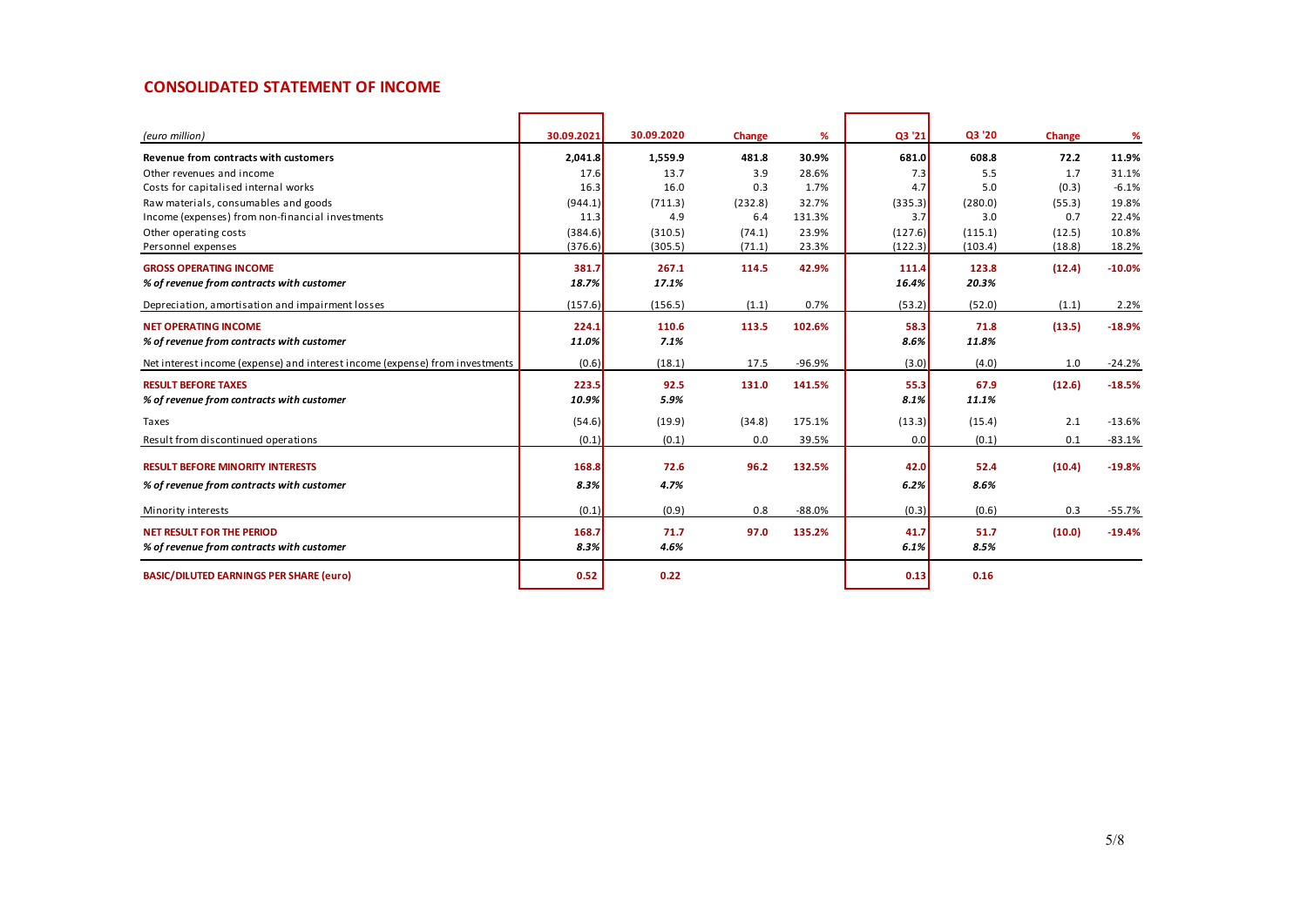## CONSOLIDATED STATEMENT OF INCOME

| *(euro million)* | 30.09.2021 | 30.09.2020 | Change | % | Q3 '21 | Q3 '20 | Change | % |
|---|---|---|---|---|---|---|---|---|
| **Revenue from contracts with customers** | **2,041.8** | **1,559.9** | **481.8** | **30.9%** | **681.0** | **608.8** | **72.2** | **11.9%** |
| Other revenues and income | 17.6 | 13.7 | 3.9 | 28.6% | 7.3 | 5.5 | 1.7 | 31.1% |
| Costs for capitalised internal works | 16.3 | 16.0 | 0.3 | 1.7% | 4.7 | 5.0 | (0.3) | -6.1% |
| Raw materials, consumables and goods | (944.1) | (711.3) | (232.8) | 32.7% | (335.3) | (280.0) | (55.3) | 19.8% |
| Income (expenses) from non-financial investments | 11.3 | 4.9 | 6.4 | 131.3% | 3.7 | 3.0 | 0.7 | 22.4% |
| Other operating costs | (384.6) | (310.5) | (74.1) | 23.9% | (127.6) | (115.1) | (12.5) | 10.8% |
| Personnel expenses | (376.6) | (305.5) | (71.1) | 23.3% | (122.3) | (103.4) | (18.8) | 18.2% |
| **GROSS OPERATING INCOME** | **381.7** | **267.1** | **114.5** | **42.9%** | **111.4** | **123.8** | **(12.4)** | **-10.0%** |
| ***% of revenue from contracts with customer*** | ***18.7%*** | ***17.1%*** | | | ***16.4%*** | ***20.3%*** | | |
| Depreciation, amortisation and impairment losses | (157.6) | (156.5) | (1.1) | 0.7% | (53.2) | (52.0) | (1.1) | 2.2% |
| **NET OPERATING INCOME** | **224.1** | **110.6** | **113.5** | **102.6%** | **58.3** | **71.8** | **(13.5)** | **-18.9%** |
| ***% of revenue from contracts with customer*** | ***11.0%*** | ***7.1%*** | | | ***8.6%*** | ***11.8%*** | | |
| Net interest income (expense) and interest income (expense) from investments | (0.6) | (18.1) | 17.5 | -96.9% | (3.0) | (4.0) | 1.0 | -24.2% |
| **RESULT BEFORE TAXES** | **223.5** | **92.5** | **131.0** | **141.5%** | **55.3** | **67.9** | **(12.6)** | **-18.5%** |
| ***% of revenue from contracts with customer*** | ***10.9%*** | ***5.9%*** | | | ***8.1%*** | ***11.1%*** | | |
| Taxes | (54.6) | (19.9) | (34.8) | 175.1% | (13.3) | (15.4) | 2.1 | -13.6% |
| Result from discontinued operations | (0.1) | (0.1) | 0.0 | 39.5% | 0.0 | (0.1) | 0.1 | -83.1% |
| **RESULT BEFORE MINORITY INTERESTS** | **168.8** | **72.6** | **96.2** | **132.5%** | **42.0** | **52.4** | **(10.4)** | **-19.8%** |
| ***% of revenue from contracts with customer*** | ***8.3%*** | ***4.7%*** | | | ***6.2%*** | ***8.6%*** | | |
| Minority interests | (0.1) | (0.9) | 0.8 | -88.0% | (0.3) | (0.6) | 0.3 | -55.7% |
| **NET RESULT FOR THE PERIOD** | **168.7** | **71.7** | **97.0** | **135.2%** | **41.7** | **51.7** | **(10.0)** | **-19.4%** |
| ***% of revenue from contracts with customer*** | ***8.3%*** | ***4.6%*** | | | ***6.1%*** | ***8.5%*** | | |
| **BASIC/DILUTED EARNINGS PER SHARE (euro)** | **0.52** | **0.22** | | | **0.13** | **0.16** | | |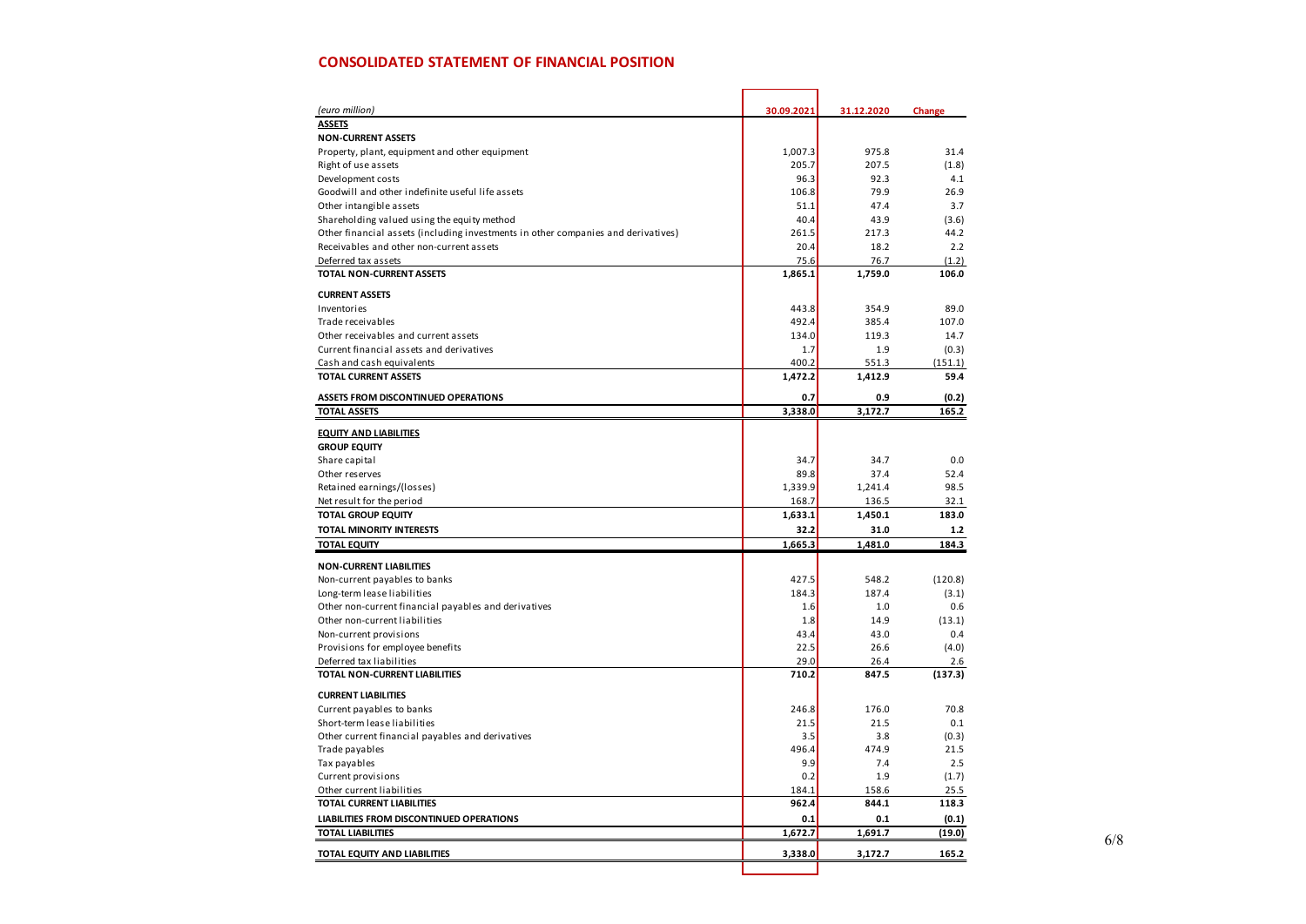## CONSOLIDATED STATEMENT OF FINANCIAL POSITION

| *(euro million)* | 30.09.2021 | 31.12.2020 | Change |
|---|---|---|---|
| **ASSETS** | | | |
| **NON-CURRENT ASSETS** | | | |
| Property, plant, equipment and other equipment | 1,007.3 | 975.8 | 31.4 |
| Right of use assets | 205.7 | 207.5 | (1.8) |
| Development costs | 96.3 | 92.3 | 4.1 |
| Goodwill and other indefinite useful life assets | 106.8 | 79.9 | 26.9 |
| Other intangible assets | 51.1 | 47.4 | 3.7 |
| Shareholding valued using the equity method | 40.4 | 43.9 | (3.6) |
| Other financial assets (including investments in other companies and derivatives) | 261.5 | 217.3 | 44.2 |
| Receivables and other non-current assets | 20.4 | 18.2 | 2.2 |
| Deferred tax assets | 75.6 | 76.7 | (1.2) |
| **TOTAL NON-CURRENT ASSETS** | **1,865.1** | **1,759.0** | **106.0** |
| **CURRENT ASSETS** | | | |
| Inventories | 443.8 | 354.9 | 89.0 |
| Trade receivables | 492.4 | 385.4 | 107.0 |
| Other receivables and current assets | 134.0 | 119.3 | 14.7 |
| Current financial assets and derivatives | 1.7 | 1.9 | (0.3) |
| Cash and cash equivalents | 400.2 | 551.3 | (151.1) |
| **TOTAL CURRENT ASSETS** | **1,472.2** | **1,412.9** | **59.4** |
| **ASSETS FROM DISCONTINUED OPERATIONS** | **0.7** | **0.9** | **(0.2)** |
| **TOTAL ASSETS** | **3,338.0** | **3,172.7** | **165.2** |
| **EQUITY AND LIABILITIES** | | | |
| **GROUP EQUITY** | | | |
| Share capital | 34.7 | 34.7 | 0.0 |
| Other reserves | 89.8 | 37.4 | 52.4 |
| Retained earnings/(losses) | 1,339.9 | 1,241.4 | 98.5 |
| Net result for the period | 168.7 | 136.5 | 32.1 |
| **TOTAL GROUP EQUITY** | **1,633.1** | **1,450.1** | **183.0** |
| **TOTAL MINORITY INTERESTS** | **32.2** | **31.0** | **1.2** |
| **TOTAL EQUITY** | **1,665.3** | **1,481.0** | **184.3** |
| **NON-CURRENT LIABILITIES** | | | |
| Non-current payables to banks | 427.5 | 548.2 | (120.8) |
| Long-term lease liabilities | 184.3 | 187.4 | (3.1) |
| Other non-current financial payables and derivatives | 1.6 | 1.0 | 0.6 |
| Other non-current liabilities | 1.8 | 14.9 | (13.1) |
| Non-current provisions | 43.4 | 43.0 | 0.4 |
| Provisions for employee benefits | 22.5 | 26.6 | (4.0) |
| Deferred tax liabilities | 29.0 | 26.4 | 2.6 |
| **TOTAL NON-CURRENT LIABILITIES** | **710.2** | **847.5** | **(137.3)** |
| **CURRENT LIABILITIES** | | | |
| Current payables to banks | 246.8 | 176.0 | 70.8 |
| Short-term lease liabilities | 21.5 | 21.5 | 0.1 |
| Other current financial payables and derivatives | 3.5 | 3.8 | (0.3) |
| Trade payables | 496.4 | 474.9 | 21.5 |
| Tax payables | 9.9 | 7.4 | 2.5 |
| Current provisions | 0.2 | 1.9 | (1.7) |
| Other current liabilities | 184.1 | 158.6 | 25.5 |
| **TOTAL CURRENT LIABILITIES** | **962.4** | **844.1** | **118.3** |
| **LIABILITIES FROM DISCONTINUED OPERATIONS** | **0.1** | **0.1** | **(0.1)** |
| **TOTAL LIABILITIES** | **1,672.7** | **1,691.7** | **(19.0)** |
| **TOTAL EQUITY AND LIABILITIES** | **3,338.0** | **3,172.7** | **165.2** |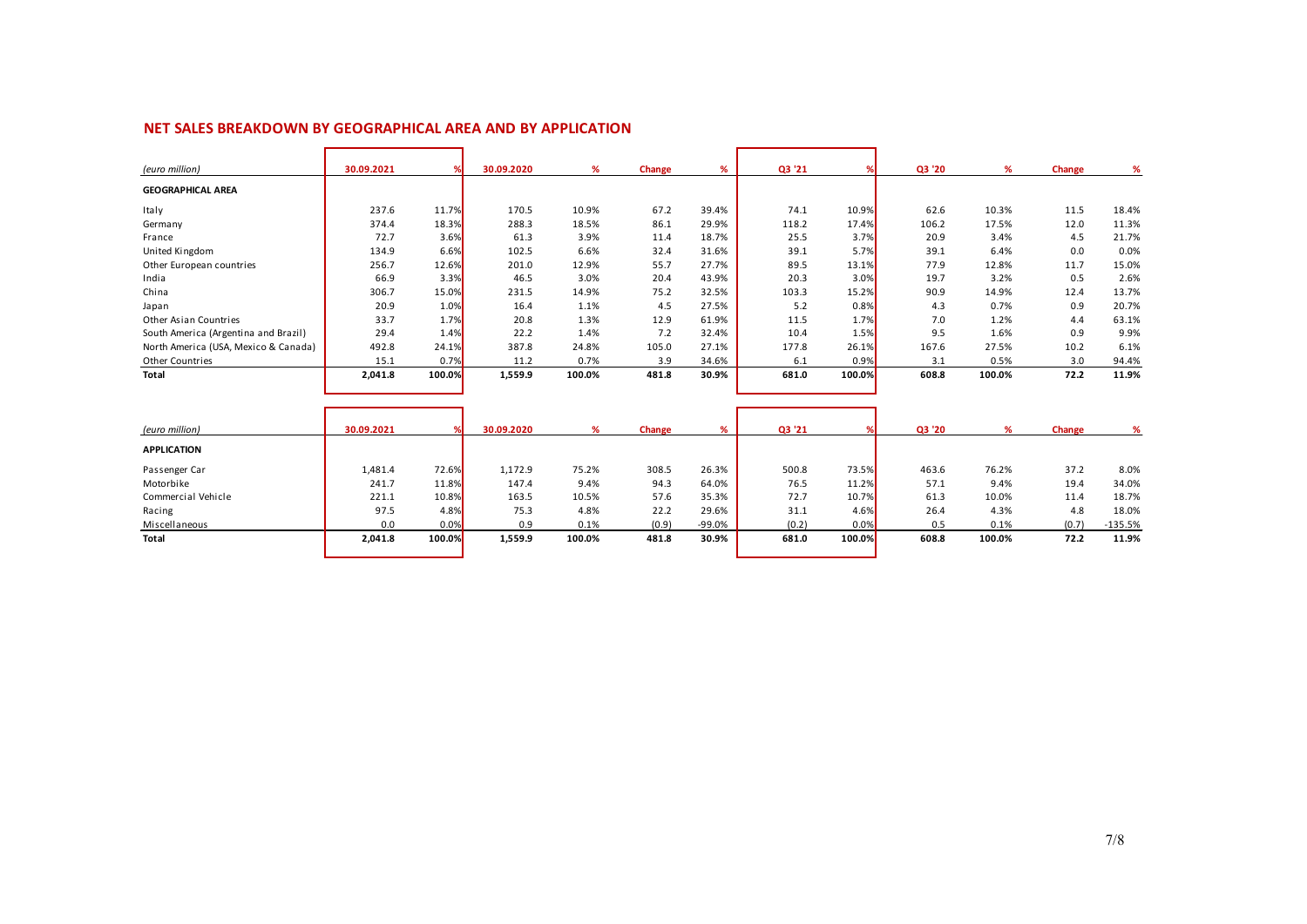## NET SALES BREAKDOWN BY GEOGRAPHICAL AREA AND BY APPLICATION

| *(euro million)* | 30.09.2021 | % | 30.09.2020 | % | Change | % | Q3 '21 | % | Q3 '20 | % | Change | % |
|---|---|---|---|---|---|---|---|---|---|---|---|---|
| **GEOGRAPHICAL AREA** | | | | | | | | | | | | |
| Italy | 237.6 | 11.7% | 170.5 | 10.9% | 67.2 | 39.4% | 74.1 | 10.9% | 62.6 | 10.3% | 11.5 | 18.4% |
| Germany | 374.4 | 18.3% | 288.3 | 18.5% | 86.1 | 29.9% | 118.2 | 17.4% | 106.2 | 17.5% | 12.0 | 11.3% |
| France | 72.7 | 3.6% | 61.3 | 3.9% | 11.4 | 18.7% | 25.5 | 3.7% | 20.9 | 3.4% | 4.5 | 21.7% |
| United Kingdom | 134.9 | 6.6% | 102.5 | 6.6% | 32.4 | 31.6% | 39.1 | 5.7% | 39.1 | 6.4% | 0.0 | 0.0% |
| Other European countries | 256.7 | 12.6% | 201.0 | 12.9% | 55.7 | 27.7% | 89.5 | 13.1% | 77.9 | 12.8% | 11.7 | 15.0% |
| India | 66.9 | 3.3% | 46.5 | 3.0% | 20.4 | 43.9% | 20.3 | 3.0% | 19.7 | 3.2% | 0.5 | 2.6% |
| China | 306.7 | 15.0% | 231.5 | 14.9% | 75.2 | 32.5% | 103.3 | 15.2% | 90.9 | 14.9% | 12.4 | 13.7% |
| Japan | 20.9 | 1.0% | 16.4 | 1.1% | 4.5 | 27.5% | 5.2 | 0.8% | 4.3 | 0.7% | 0.9 | 20.7% |
| Other Asian Countries | 33.7 | 1.7% | 20.8 | 1.3% | 12.9 | 61.9% | 11.5 | 1.7% | 7.0 | 1.2% | 4.4 | 63.1% |
| South America (Argentina and Brazil) | 29.4 | 1.4% | 22.2 | 1.4% | 7.2 | 32.4% | 10.4 | 1.5% | 9.5 | 1.6% | 0.9 | 9.9% |
| North America (USA, Mexico & Canada) | 492.8 | 24.1% | 387.8 | 24.8% | 105.0 | 27.1% | 177.8 | 26.1% | 167.6 | 27.5% | 10.2 | 6.1% |
| Other Countries | 15.1 | 0.7% | 11.2 | 0.7% | 3.9 | 34.6% | 6.1 | 0.9% | 3.1 | 0.5% | 3.0 | 94.4% |
| **Total** | **2,041.8** | **100.0%** | **1,559.9** | **100.0%** | **481.8** | **30.9%** | **681.0** | **100.0%** | **608.8** | **100.0%** | **72.2** | **11.9%** |

| *(euro million)* | 30.09.2021 | % | 30.09.2020 | % | Change | % | Q3 '21 | % | Q3 '20 | % | Change | % |
|---|---|---|---|---|---|---|---|---|---|---|---|---|
| **APPLICATION** | | | | | | | | | | | | |
| Passenger Car | 1,481.4 | 72.6% | 1,172.9 | 75.2% | 308.5 | 26.3% | 500.8 | 73.5% | 463.6 | 76.2% | 37.2 | 8.0% |
| Motorbike | 241.7 | 11.8% | 147.4 | 9.4% | 94.3 | 64.0% | 76.5 | 11.2% | 57.1 | 9.4% | 19.4 | 34.0% |
| Commercial Vehicle | 221.1 | 10.8% | 163.5 | 10.5% | 57.6 | 35.3% | 72.7 | 10.7% | 61.3 | 10.0% | 11.4 | 18.7% |
| Racing | 97.5 | 4.8% | 75.3 | 4.8% | 22.2 | 29.6% | 31.1 | 4.6% | 26.4 | 4.3% | 4.8 | 18.0% |
| Miscellaneous | 0.0 | 0.0% | 0.9 | 0.1% | (0.9) | -99.0% | (0.2) | 0.0% | 0.5 | 0.1% | (0.7) | -135.5% |
| **Total** | **2,041.8** | **100.0%** | **1,559.9** | **100.0%** | **481.8** | **30.9%** | **681.0** | **100.0%** | **608.8** | **100.0%** | **72.2** | **11.9%** |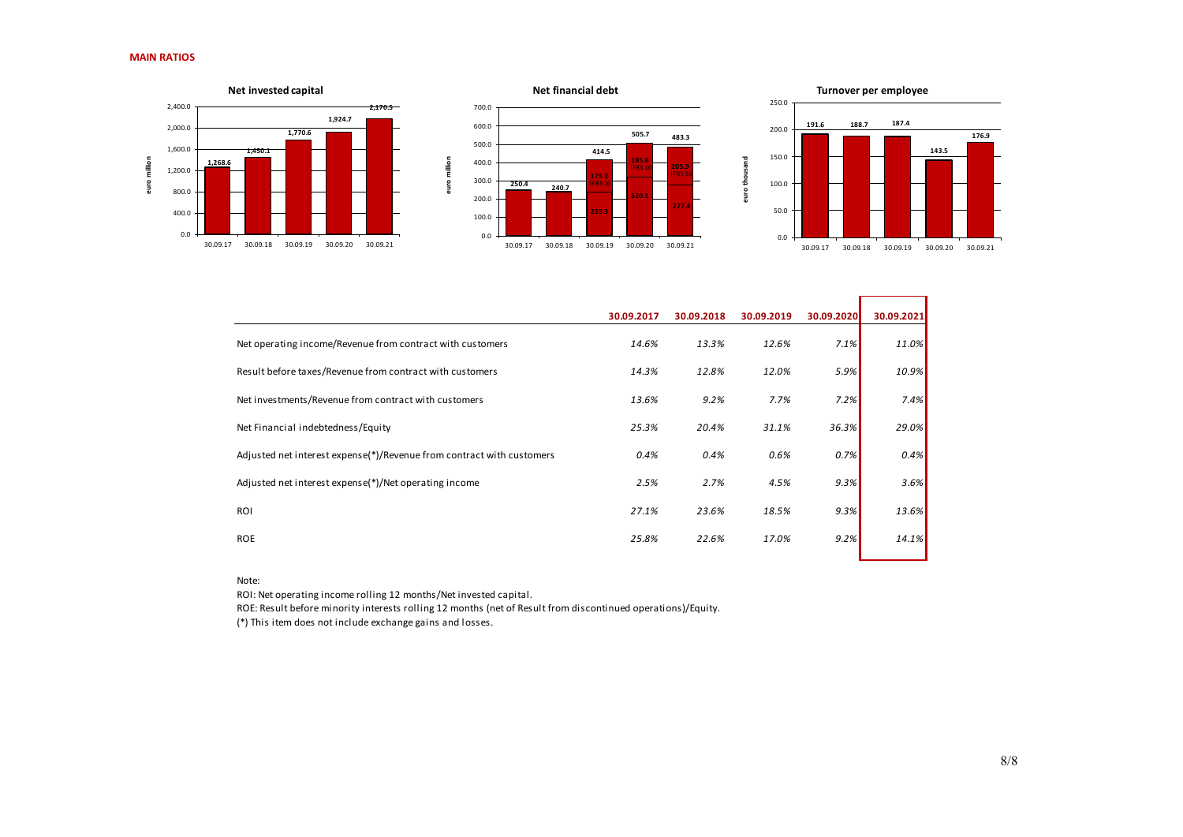**MAIN RATIOS**

**Net invested capital**

euro million

2,400.0
2,000.0
1,600.0
1,200.0
800.0
400.0
0.0

1,268.6
1,450.1
1,770.6
1,924.7
2,170.5

30.09.17 30.09.18 30.09.19 30.09.20 30.09.21

**Net financial debt**

euro million

700.0
600.0
500.0
400.0
300.0
200.0
100.0
0.0

250.4
240.7
414.5
175.2 IFRS 16
239.3
505.7
185.6 IFRS 16
320.1
483.3
205.9 IFRS 16
277.4

30.09.17 30.09.18 30.09.19 30.09.20 30.09.21

**Turnover per employee**

euro thousand

250.0
200.0
150.0
100.0
50.0
0.0

191.6
188.7
187.4
143.5
176.9

30.09.17 30.09.18 30.09.19 30.09.20 30.09.21

| | 30.09.2017 | 30.09.2018 | 30.09.2019 | 30.09.2020 | 30.09.2021 |
|---|---|---|---|---|---|
| Net operating income/Revenue from contract with customers | *14.6%* | *13.3%* | *12.6%* | *7.1%* | *11.0%* |
| Result before taxes/Revenue from contract with customers | *14.3%* | *12.8%* | *12.0%* | *5.9%* | *10.9%* |
| Net investments/Revenue from contract with customers | *13.6%* | *9.2%* | *7.7%* | *7.2%* | *7.4%* |
| Net Financial indebtedness/Equity | *25.3%* | *20.4%* | *31.1%* | *36.3%* | *29.0%* |
| Adjusted net interest expense(*)/Revenue from contract with customers | *0.4%* | *0.4%* | *0.6%* | *0.7%* | *0.4%* |
| Adjusted net interest expense(*)/Net operating income | *2.5%* | *2.7%* | *4.5%* | *9.3%* | *3.6%* |
| ROI | *27.1%* | *23.6%* | *18.5%* | *9.3%* | *13.6%* |
| ROE | *25.8%* | *22.6%* | *17.0%* | *9.2%* | *14.1%* |

Note:

ROI: Net operating income rolling 12 months/Net invested capital.

ROE: Result before minority interests rolling 12 months (net of Result from discontinued operations)/Equity.

(*) This item does not include exchange gains and losses.